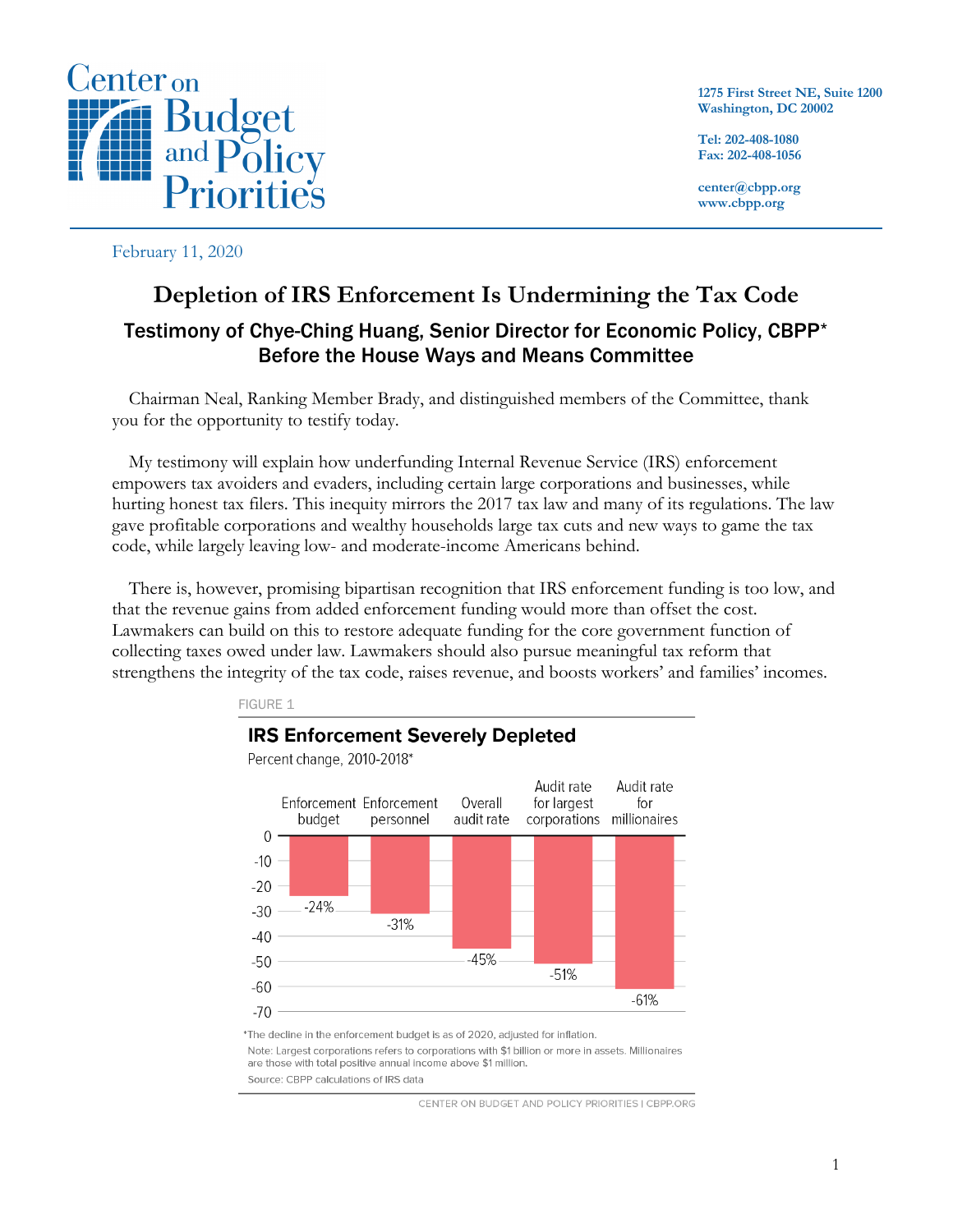Center on Budget and Policy Priorities

1275 First Street NE, Suite 1200
Washington, DC 20002

Tel: 202-408-1080
Fax: 202-408-1056

center@cbpp.org
www.cbpp.org

February 11, 2020

# Depletion of IRS Enforcement Is Undermining the Tax Code

## Testimony of Chye-Ching Huang, Senior Director for Economic Policy, CBPP* Before the House Ways and Means Committee

Chairman Neal, Ranking Member Brady, and distinguished members of the Committee, thank you for the opportunity to testify today.

My testimony will explain how underfunding Internal Revenue Service (IRS) enforcement empowers tax avoiders and evaders, including certain large corporations and businesses, while hurting honest tax filers. This inequity mirrors the 2017 tax law and many of its regulations. The law gave profitable corporations and wealthy households large tax cuts and new ways to game the tax code, while largely leaving low- and moderate-income Americans behind.

There is, however, promising bipartisan recognition that IRS enforcement funding is too low, and that the revenue gains from added enforcement funding would more than offset the cost. Lawmakers can build on this to restore adequate funding for the core government function of collecting taxes owed under law. Lawmakers should also pursue meaningful tax reform that strengthens the integrity of the tax code, raises revenue, and boosts workers' and families' incomes.

FIGURE 1

**IRS Enforcement Severely Depleted**

Percent change, 2010-2018*

| Enforcement budget | Enforcement personnel | Overall audit rate | Audit rate for largest corporations | Audit rate for millionaires |
|---|---|---|---|---|
| -24% | -31% | -45% | -51% | -61% |

*The decline in the enforcement budget is as of 2020, adjusted for inflation.

Note: Largest corporations refers to corporations with $1 billion or more in assets. Millionaires are those with total positive annual income above $1 million.

Source: CBPP calculations of IRS data

CENTER ON BUDGET AND POLICY PRIORITIES | CBPP.ORG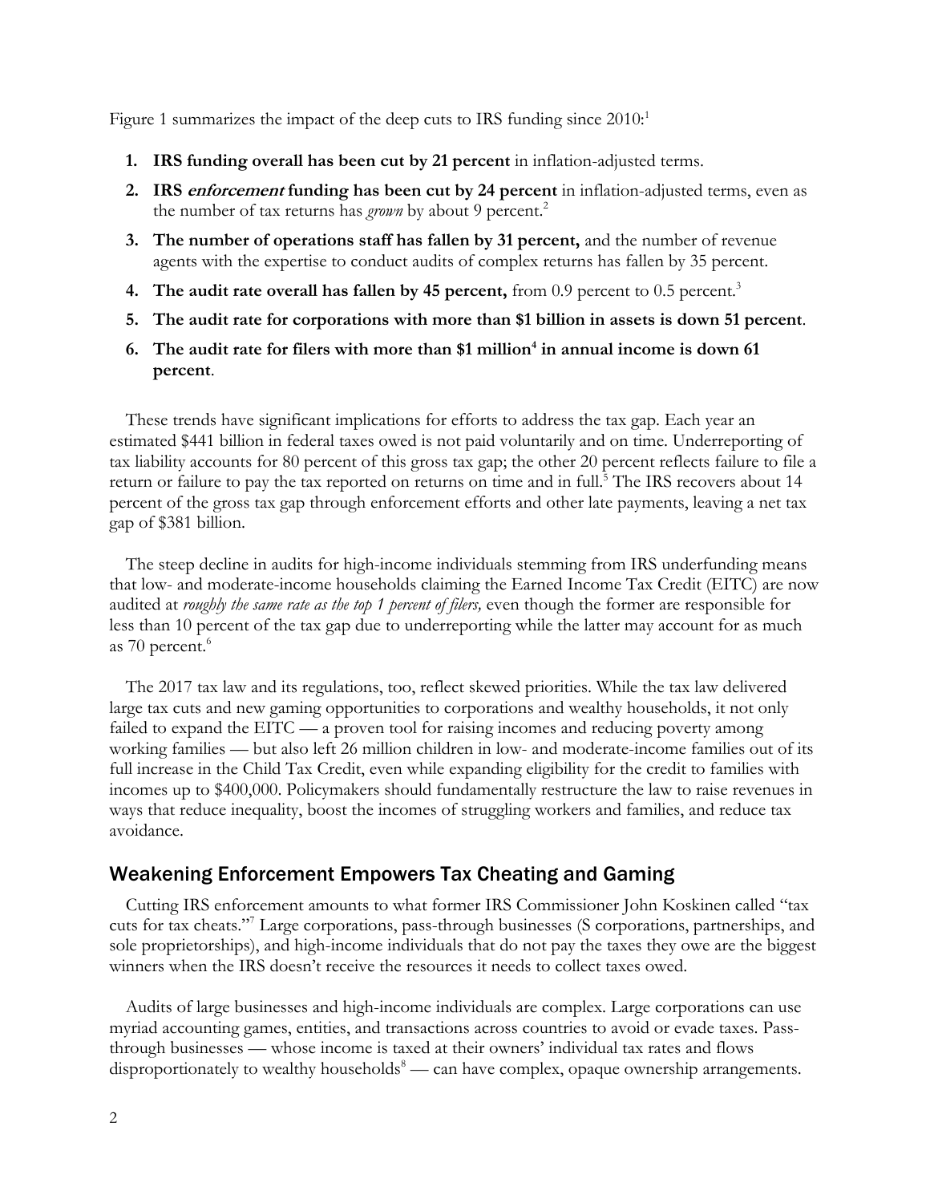Figure 1 summarizes the impact of the deep cuts to IRS funding since 2010:[1]

1. **IRS funding overall has been cut by 21 percent** in inflation-adjusted terms.
2. **IRS *enforcement* funding has been cut by 24 percent** in inflation-adjusted terms, even as the number of tax returns has *grown* by about 9 percent.[2]
3. **The number of operations staff has fallen by 31 percent,** and the number of revenue agents with the expertise to conduct audits of complex returns has fallen by 35 percent.
4. **The audit rate overall has fallen by 45 percent,** from 0.9 percent to 0.5 percent.[3]
5. **The audit rate for corporations with more than $1 billion in assets is down 51 percent**.
6. **The audit rate for filers with more than $1 million[4] in annual income is down 61 percent**.

These trends have significant implications for efforts to address the tax gap. Each year an estimated $441 billion in federal taxes owed is not paid voluntarily and on time. Underreporting of tax liability accounts for 80 percent of this gross tax gap; the other 20 percent reflects failure to file a return or failure to pay the tax reported on returns on time and in full.[5] The IRS recovers about 14 percent of the gross tax gap through enforcement efforts and other late payments, leaving a net tax gap of $381 billion.

The steep decline in audits for high-income individuals stemming from IRS underfunding means that low- and moderate-income households claiming the Earned Income Tax Credit (EITC) are now audited at *roughly the same rate as the top 1 percent of filers,* even though the former are responsible for less than 10 percent of the tax gap due to underreporting while the latter may account for as much as 70 percent.[6]

The 2017 tax law and its regulations, too, reflect skewed priorities. While the tax law delivered large tax cuts and new gaming opportunities to corporations and wealthy households, it not only failed to expand the EITC — a proven tool for raising incomes and reducing poverty among working families — but also left 26 million children in low- and moderate-income families out of its full increase in the Child Tax Credit, even while expanding eligibility for the credit to families with incomes up to $400,000. Policymakers should fundamentally restructure the law to raise revenues in ways that reduce inequality, boost the incomes of struggling workers and families, and reduce tax avoidance.

## Weakening Enforcement Empowers Tax Cheating and Gaming

Cutting IRS enforcement amounts to what former IRS Commissioner John Koskinen called "tax cuts for tax cheats."[7] Large corporations, pass-through businesses (S corporations, partnerships, and sole proprietorships), and high-income individuals that do not pay the taxes they owe are the biggest winners when the IRS doesn't receive the resources it needs to collect taxes owed.

Audits of large businesses and high-income individuals are complex. Large corporations can use myriad accounting games, entities, and transactions across countries to avoid or evade taxes. Pass-through businesses — whose income is taxed at their owners' individual tax rates and flows disproportionately to wealthy households[8] — can have complex, opaque ownership arrangements.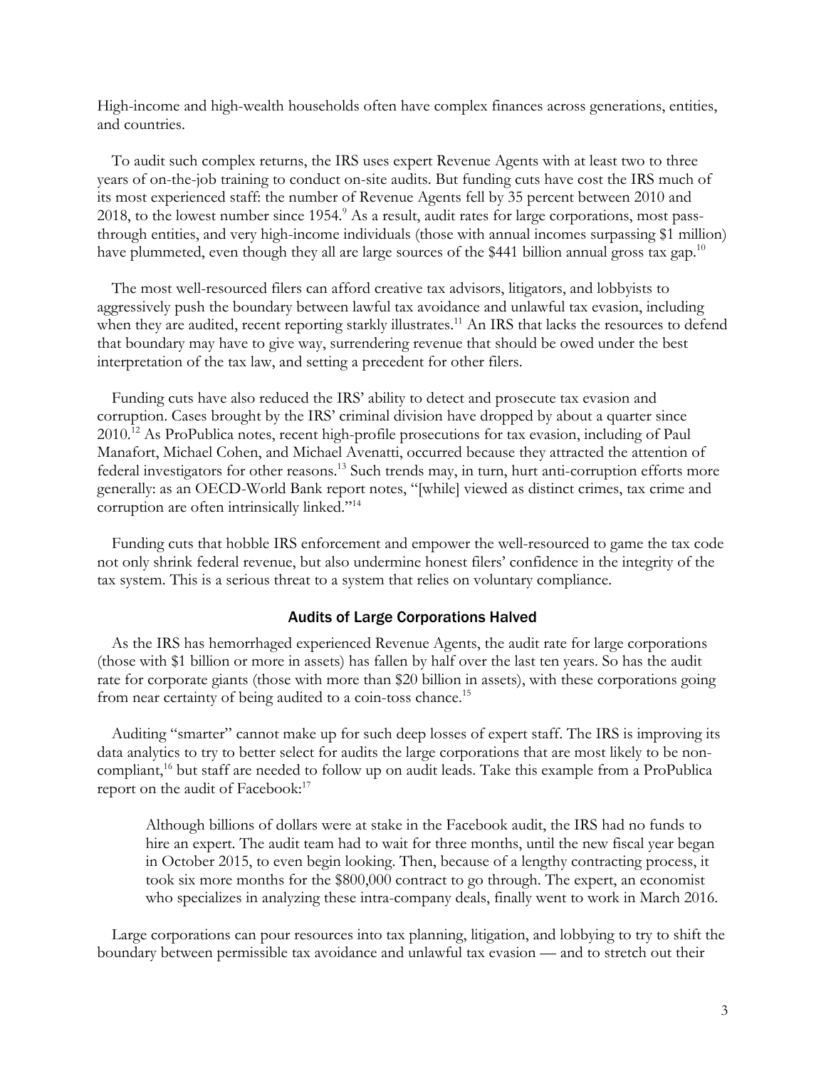High-income and high-wealth households often have complex finances across generations, entities, and countries.

To audit such complex returns, the IRS uses expert Revenue Agents with at least two to three years of on-the-job training to conduct on-site audits. But funding cuts have cost the IRS much of its most experienced staff: the number of Revenue Agents fell by 35 percent between 2010 and 2018, to the lowest number since 1954.[9] As a result, audit rates for large corporations, most pass-through entities, and very high-income individuals (those with annual incomes surpassing $1 million) have plummeted, even though they all are large sources of the $441 billion annual gross tax gap.[10]

The most well-resourced filers can afford creative tax advisors, litigators, and lobbyists to aggressively push the boundary between lawful tax avoidance and unlawful tax evasion, including when they are audited, recent reporting starkly illustrates.[11] An IRS that lacks the resources to defend that boundary may have to give way, surrendering revenue that should be owed under the best interpretation of the tax law, and setting a precedent for other filers.

Funding cuts have also reduced the IRS' ability to detect and prosecute tax evasion and corruption. Cases brought by the IRS' criminal division have dropped by about a quarter since 2010.[12] As ProPublica notes, recent high-profile prosecutions for tax evasion, including of Paul Manafort, Michael Cohen, and Michael Avenatti, occurred because they attracted the attention of federal investigators for other reasons.[13] Such trends may, in turn, hurt anti-corruption efforts more generally: as an OECD-World Bank report notes, "[while] viewed as distinct crimes, tax crime and corruption are often intrinsically linked."[14]

Funding cuts that hobble IRS enforcement and empower the well-resourced to game the tax code not only shrink federal revenue, but also undermine honest filers' confidence in the integrity of the tax system. This is a serious threat to a system that relies on voluntary compliance.

## Audits of Large Corporations Halved

As the IRS has hemorrhaged experienced Revenue Agents, the audit rate for large corporations (those with $1 billion or more in assets) has fallen by half over the last ten years. So has the audit rate for corporate giants (those with more than $20 billion in assets), with these corporations going from near certainty of being audited to a coin-toss chance.[15]

Auditing "smarter" cannot make up for such deep losses of expert staff. The IRS is improving its data analytics to try to better select for audits the large corporations that are most likely to be non-compliant,[16] but staff are needed to follow up on audit leads. Take this example from a ProPublica report on the audit of Facebook:[17]

> Although billions of dollars were at stake in the Facebook audit, the IRS had no funds to hire an expert. The audit team had to wait for three months, until the new fiscal year began in October 2015, to even begin looking. Then, because of a lengthy contracting process, it took six more months for the $800,000 contract to go through. The expert, an economist who specializes in analyzing these intra-company deals, finally went to work in March 2016.

Large corporations can pour resources into tax planning, litigation, and lobbying to try to shift the boundary between permissible tax avoidance and unlawful tax evasion — and to stretch out their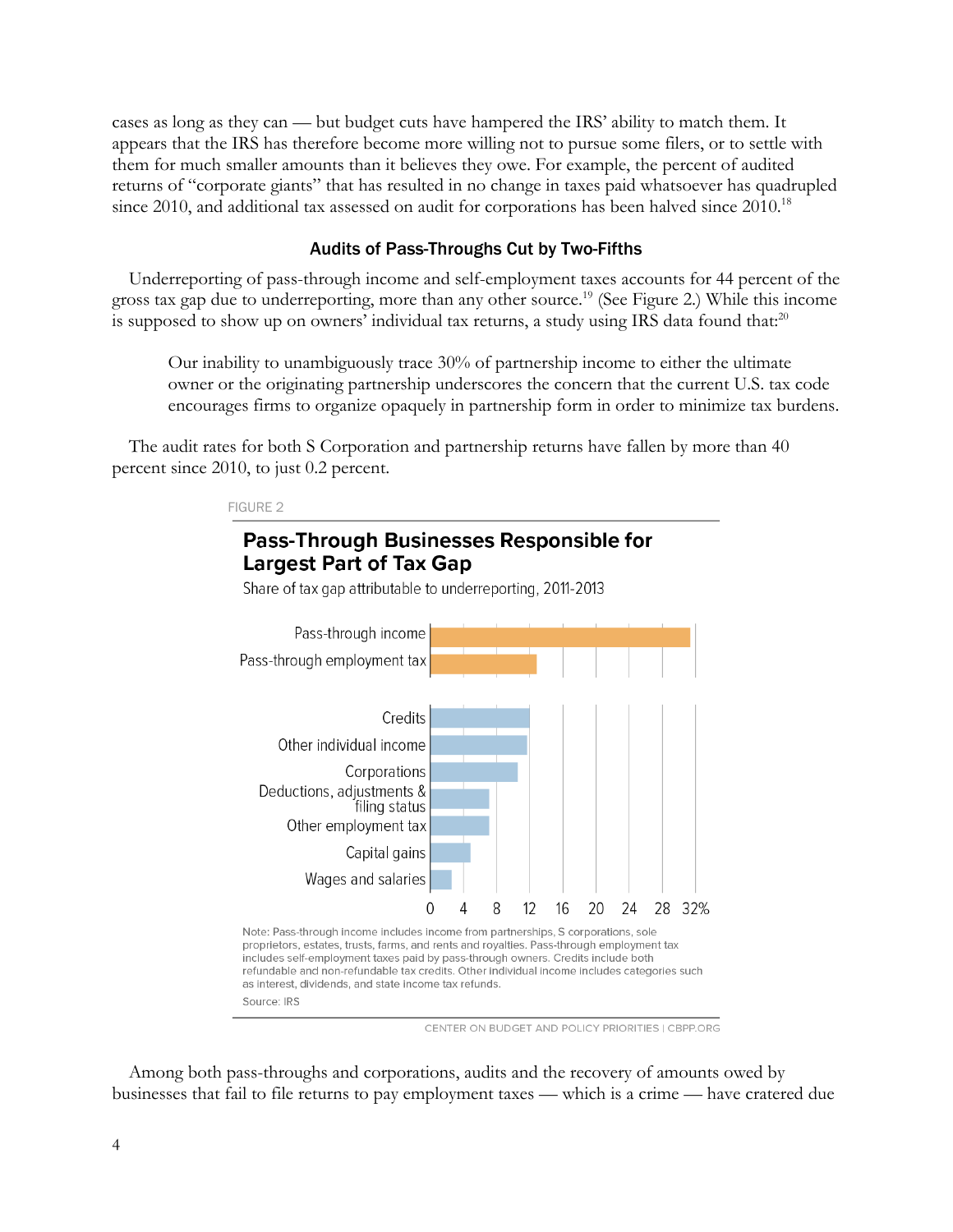cases as long as they can — but budget cuts have hampered the IRS' ability to match them. It appears that the IRS has therefore become more willing not to pursue some filers, or to settle with them for much smaller amounts than it believes they owe. For example, the percent of audited returns of "corporate giants" that has resulted in no change in taxes paid whatsoever has quadrupled since 2010, and additional tax assessed on audit for corporations has been halved since 2010.[18]

### Audits of Pass-Throughs Cut by Two-Fifths

Underreporting of pass-through income and self-employment taxes accounts for 44 percent of the gross tax gap due to underreporting, more than any other source.[19] (See Figure 2.) While this income is supposed to show up on owners' individual tax returns, a study using IRS data found that:[20]

> Our inability to unambiguously trace 30% of partnership income to either the ultimate owner or the originating partnership underscores the concern that the current U.S. tax code encourages firms to organize opaquely in partnership form in order to minimize tax burdens.

The audit rates for both S Corporation and partnership returns have fallen by more than 40 percent since 2010, to just 0.2 percent.

FIGURE 2

**Pass-Through Businesses Responsible for Largest Part of Tax Gap**

Share of tax gap attributable to underreporting, 2011-2013

Note: Pass-through income includes income from partnerships, S corporations, sole proprietors, estates, trusts, farms, and rents and royalties. Pass-through employment tax includes self-employment taxes paid by pass-through owners. Credits include both refundable and non-refundable tax credits. Other individual income includes categories such as interest, dividends, and state income tax refunds.

Source: IRS

CENTER ON BUDGET AND POLICY PRIORITIES | CBPP.ORG

Among both pass-throughs and corporations, audits and the recovery of amounts owed by businesses that fail to file returns to pay employment taxes — which is a crime — have cratered due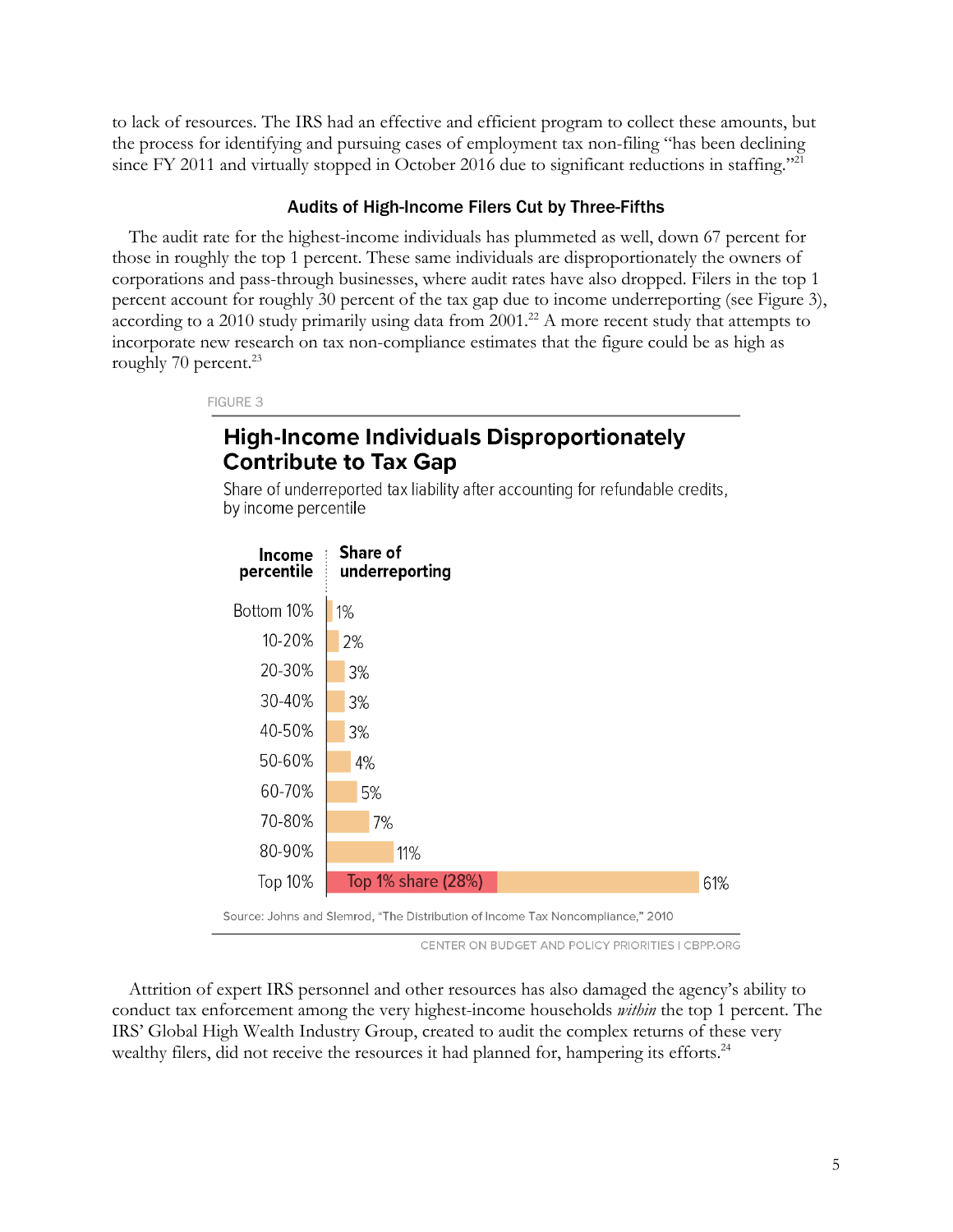to lack of resources. The IRS had an effective and efficient program to collect these amounts, but the process for identifying and pursuing cases of employment tax non-filing "has been declining since FY 2011 and virtually stopped in October 2016 due to significant reductions in staffing."[21]

### Audits of High-Income Filers Cut by Three-Fifths

The audit rate for the highest-income individuals has plummeted as well, down 67 percent for those in roughly the top 1 percent. These same individuals are disproportionately the owners of corporations and pass-through businesses, where audit rates have also dropped. Filers in the top 1 percent account for roughly 30 percent of the tax gap due to income underreporting (see Figure 3), according to a 2010 study primarily using data from 2001.[22] A more recent study that attempts to incorporate new research on tax non-compliance estimates that the figure could be as high as roughly 70 percent.[23]

FIGURE 3

**High-Income Individuals Disproportionately Contribute to Tax Gap**

Share of underreported tax liability after accounting for refundable credits, by income percentile

| Income percentile | Share of underreporting |
|---|---|
| Bottom 10% | 1% |
| 10-20% | 2% |
| 20-30% | 3% |
| 30-40% | 3% |
| 40-50% | 3% |
| 50-60% | 4% |
| 60-70% | 5% |
| 70-80% | 7% |
| 80-90% | 11% |
| Top 10% | 61% (Top 1% share (28%)) |

Source: Johns and Slemrod, "The Distribution of Income Tax Noncompliance," 2010

CENTER ON BUDGET AND POLICY PRIORITIES | CBPP.ORG

Attrition of expert IRS personnel and other resources has also damaged the agency's ability to conduct tax enforcement among the very highest-income households *within* the top 1 percent. The IRS' Global High Wealth Industry Group, created to audit the complex returns of these very wealthy filers, did not receive the resources it had planned for, hampering its efforts.[24]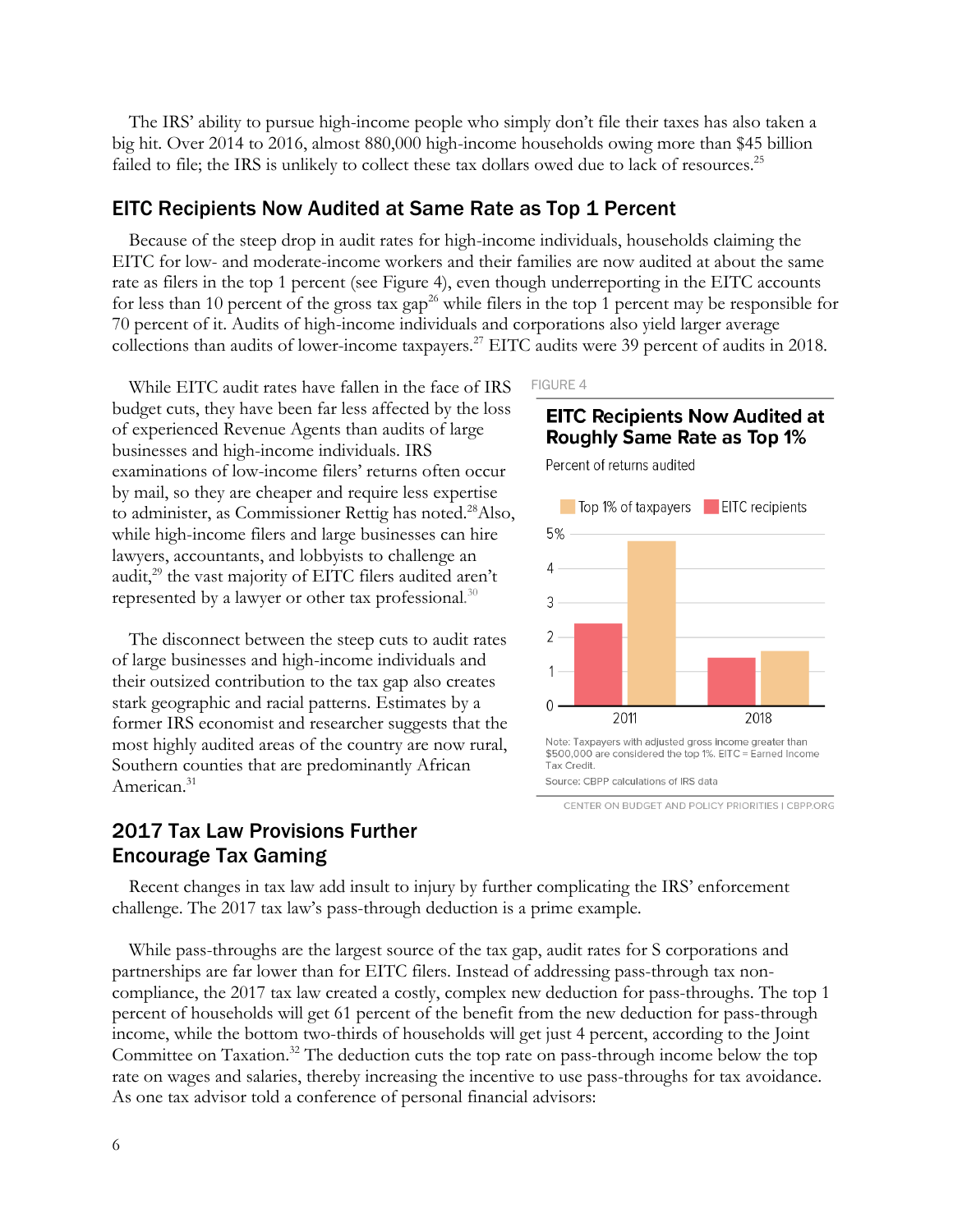The IRS' ability to pursue high-income people who simply don't file their taxes has also taken a big hit. Over 2014 to 2016, almost 880,000 high-income households owing more than $45 billion failed to file; the IRS is unlikely to collect these tax dollars owed due to lack of resources.[25]

## EITC Recipients Now Audited at Same Rate as Top 1 Percent

Because of the steep drop in audit rates for high-income individuals, households claiming the EITC for low- and moderate-income workers and their families are now audited at about the same rate as filers in the top 1 percent (see Figure 4), even though underreporting in the EITC accounts for less than 10 percent of the gross tax gap[26] while filers in the top 1 percent may be responsible for 70 percent of it. Audits of high-income individuals and corporations also yield larger average collections than audits of lower-income taxpayers.[27] EITC audits were 39 percent of audits in 2018.

While EITC audit rates have fallen in the face of IRS budget cuts, they have been far less affected by the loss of experienced Revenue Agents than audits of large businesses and high-income individuals. IRS examinations of low-income filers' returns often occur by mail, so they are cheaper and require less expertise to administer, as Commissioner Rettig has noted.[28] Also, while high-income filers and large businesses can hire lawyers, accountants, and lobbyists to challenge an audit,[29] the vast majority of EITC filers audited aren't represented by a lawyer or other tax professional.[30]

The disconnect between the steep cuts to audit rates of large businesses and high-income individuals and their outsized contribution to the tax gap also creates stark geographic and racial patterns. Estimates by a former IRS economist and researcher suggests that the most highly audited areas of the country are now rural, Southern counties that are predominantly African American.[31]

FIGURE 4

**EITC Recipients Now Audited at Roughly Same Rate as Top 1%**

Percent of returns audited

| Year | EITC recipients | Top 1% of taxpayers |
|---|---|---|
| 2011 | 2.4% | 4.8% |
| 2018 | 1.4% | 1.6% |

Note: Taxpayers with adjusted gross income greater than $500,000 are considered the top 1%. EITC = Earned Income Tax Credit.

Source: CBPP calculations of IRS data

CENTER ON BUDGET AND POLICY PRIORITIES | CBPP.ORG

## 2017 Tax Law Provisions Further Encourage Tax Gaming

Recent changes in tax law add insult to injury by further complicating the IRS' enforcement challenge. The 2017 tax law's pass-through deduction is a prime example.

While pass-throughs are the largest source of the tax gap, audit rates for S corporations and partnerships are far lower than for EITC filers. Instead of addressing pass-through tax non-compliance, the 2017 tax law created a costly, complex new deduction for pass-throughs. The top 1 percent of households will get 61 percent of the benefit from the new deduction for pass-through income, while the bottom two-thirds of households will get just 4 percent, according to the Joint Committee on Taxation.[32] The deduction cuts the top rate on pass-through income below the top rate on wages and salaries, thereby increasing the incentive to use pass-throughs for tax avoidance. As one tax advisor told a conference of personal financial advisors: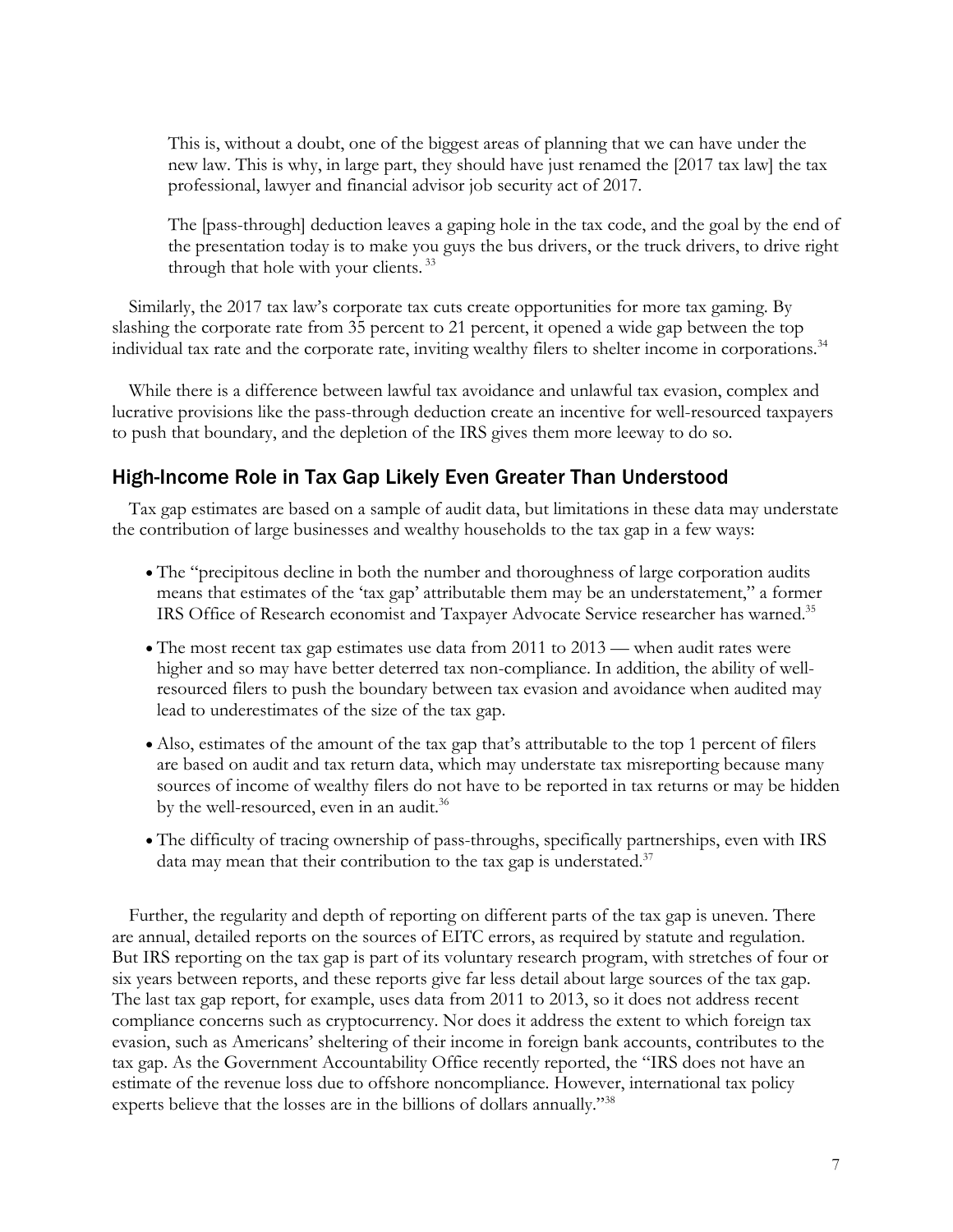> This is, without a doubt, one of the biggest areas of planning that we can have under the new law. This is why, in large part, they should have just renamed the [2017 tax law] the tax professional, lawyer and financial advisor job security act of 2017.
>
> The [pass-through] deduction leaves a gaping hole in the tax code, and the goal by the end of the presentation today is to make you guys the bus drivers, or the truck drivers, to drive right through that hole with your clients.[33]

Similarly, the 2017 tax law's corporate tax cuts create opportunities for more tax gaming. By slashing the corporate rate from 35 percent to 21 percent, it opened a wide gap between the top individual tax rate and the corporate rate, inviting wealthy filers to shelter income in corporations.[34]

While there is a difference between lawful tax avoidance and unlawful tax evasion, complex and lucrative provisions like the pass-through deduction create an incentive for well-resourced taxpayers to push that boundary, and the depletion of the IRS gives them more leeway to do so.

## High-Income Role in Tax Gap Likely Even Greater Than Understood

Tax gap estimates are based on a sample of audit data, but limitations in these data may understate the contribution of large businesses and wealthy households to the tax gap in a few ways:

- The "precipitous decline in both the number and thoroughness of large corporation audits means that estimates of the 'tax gap' attributable them may be an understatement," a former IRS Office of Research economist and Taxpayer Advocate Service researcher has warned.[35]
- The most recent tax gap estimates use data from 2011 to 2013 — when audit rates were higher and so may have better deterred tax non-compliance. In addition, the ability of well-resourced filers to push the boundary between tax evasion and avoidance when audited may lead to underestimates of the size of the tax gap.
- Also, estimates of the amount of the tax gap that's attributable to the top 1 percent of filers are based on audit and tax return data, which may understate tax misreporting because many sources of income of wealthy filers do not have to be reported in tax returns or may be hidden by the well-resourced, even in an audit.[36]
- The difficulty of tracing ownership of pass-throughs, specifically partnerships, even with IRS data may mean that their contribution to the tax gap is understated.[37]

Further, the regularity and depth of reporting on different parts of the tax gap is uneven. There are annual, detailed reports on the sources of EITC errors, as required by statute and regulation. But IRS reporting on the tax gap is part of its voluntary research program, with stretches of four or six years between reports, and these reports give far less detail about large sources of the tax gap. The last tax gap report, for example, uses data from 2011 to 2013, so it does not address recent compliance concerns such as cryptocurrency. Nor does it address the extent to which foreign tax evasion, such as Americans' sheltering of their income in foreign bank accounts, contributes to the tax gap. As the Government Accountability Office recently reported, the "IRS does not have an estimate of the revenue loss due to offshore noncompliance. However, international tax policy experts believe that the losses are in the billions of dollars annually."[38]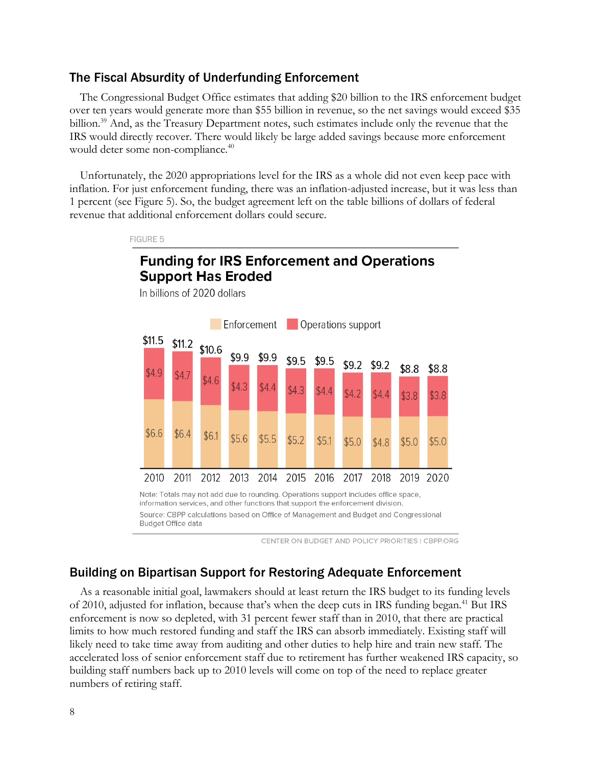## The Fiscal Absurdity of Underfunding Enforcement

The Congressional Budget Office estimates that adding $20 billion to the IRS enforcement budget over ten years would generate more than $55 billion in revenue, so the net savings would exceed $35 billion.[39] And, as the Treasury Department notes, such estimates include only the revenue that the IRS would directly recover. There would likely be large added savings because more enforcement would deter some non-compliance.[40]

Unfortunately, the 2020 appropriations level for the IRS as a whole did not even keep pace with inflation. For just enforcement funding, there was an inflation-adjusted increase, but it was less than 1 percent (see Figure 5). So, the budget agreement left on the table billions of dollars of federal revenue that additional enforcement dollars could secure.

FIGURE 5

**Funding for IRS Enforcement and Operations Support Has Eroded**

In billions of 2020 dollars

| Year | Enforcement | Operations support | Total |
|---|---|---|---|
| 2010 | $6.6 | $4.9 | $11.5 |
| 2011 | $6.4 | $4.7 | $11.2 |
| 2012 | $6.1 | $4.6 | $10.6 |
| 2013 | $5.6 | $4.3 | $9.9 |
| 2014 | $5.5 | $4.4 | $9.9 |
| 2015 | $5.2 | $4.3 | $9.5 |
| 2016 | $5.1 | $4.4 | $9.5 |
| 2017 | $5.0 | $4.2 | $9.2 |
| 2018 | $4.8 | $4.4 | $9.2 |
| 2019 | $5.0 | $3.8 | $8.8 |
| 2020 | $5.0 | $3.8 | $8.8 |

Note: Totals may not add due to rounding. Operations support includes office space, information services, and other functions that support the enforcement division.

Source: CBPP calculations based on Office of Management and Budget and Congressional Budget Office data

CENTER ON BUDGET AND POLICY PRIORITIES | CBPP.ORG

## Building on Bipartisan Support for Restoring Adequate Enforcement

As a reasonable initial goal, lawmakers should at least return the IRS budget to its funding levels of 2010, adjusted for inflation, because that's when the deep cuts in IRS funding began.[41] But IRS enforcement is now so depleted, with 31 percent fewer staff than in 2010, that there are practical limits to how much restored funding and staff the IRS can absorb immediately. Existing staff will likely need to take time away from auditing and other duties to help hire and train new staff. The accelerated loss of senior enforcement staff due to retirement has further weakened IRS capacity, so building staff numbers back up to 2010 levels will come on top of the need to replace greater numbers of retiring staff.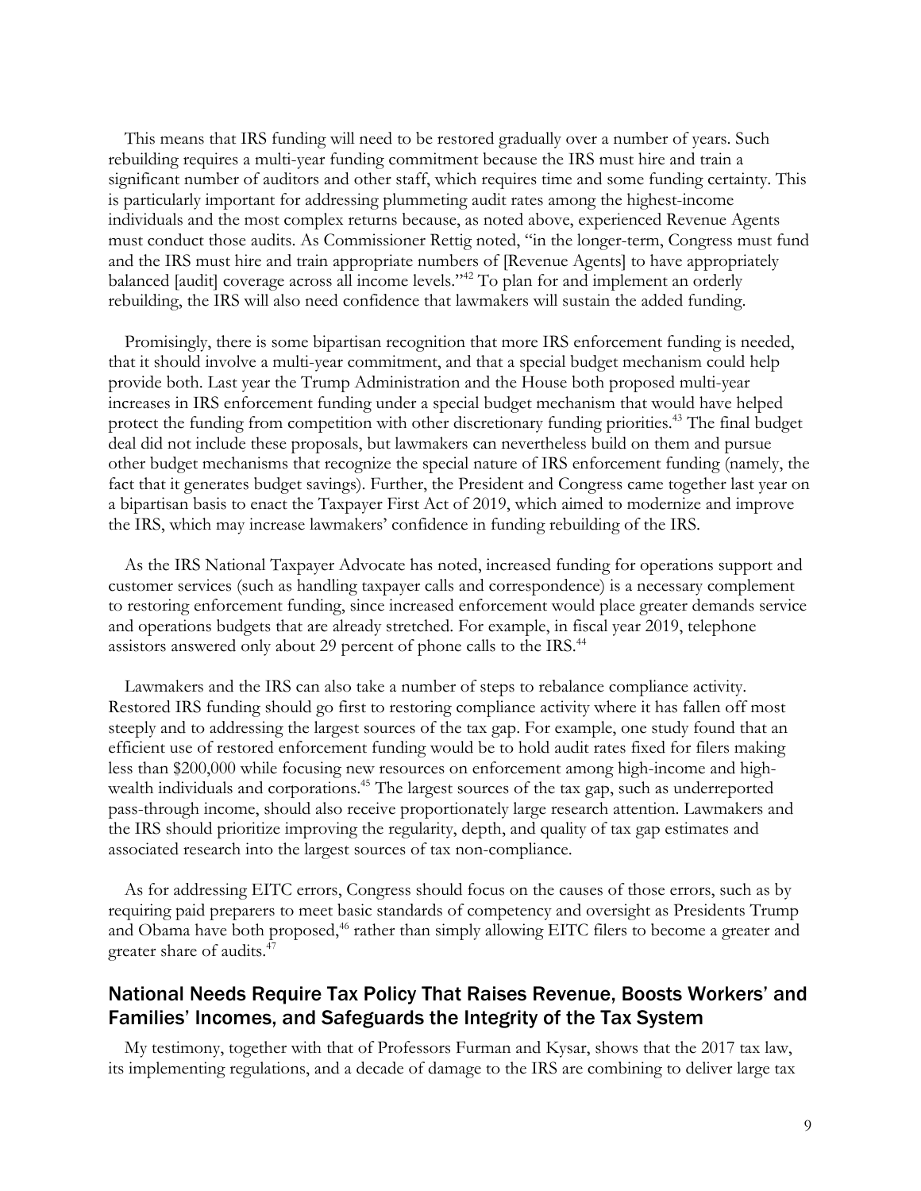This means that IRS funding will need to be restored gradually over a number of years. Such rebuilding requires a multi-year funding commitment because the IRS must hire and train a significant number of auditors and other staff, which requires time and some funding certainty. This is particularly important for addressing plummeting audit rates among the highest-income individuals and the most complex returns because, as noted above, experienced Revenue Agents must conduct those audits. As Commissioner Rettig noted, "in the longer-term, Congress must fund and the IRS must hire and train appropriate numbers of [Revenue Agents] to have appropriately balanced [audit] coverage across all income levels."[42] To plan for and implement an orderly rebuilding, the IRS will also need confidence that lawmakers will sustain the added funding.

Promisingly, there is some bipartisan recognition that more IRS enforcement funding is needed, that it should involve a multi-year commitment, and that a special budget mechanism could help provide both. Last year the Trump Administration and the House both proposed multi-year increases in IRS enforcement funding under a special budget mechanism that would have helped protect the funding from competition with other discretionary funding priorities.[43] The final budget deal did not include these proposals, but lawmakers can nevertheless build on them and pursue other budget mechanisms that recognize the special nature of IRS enforcement funding (namely, the fact that it generates budget savings). Further, the President and Congress came together last year on a bipartisan basis to enact the Taxpayer First Act of 2019, which aimed to modernize and improve the IRS, which may increase lawmakers' confidence in funding rebuilding of the IRS.

As the IRS National Taxpayer Advocate has noted, increased funding for operations support and customer services (such as handling taxpayer calls and correspondence) is a necessary complement to restoring enforcement funding, since increased enforcement would place greater demands service and operations budgets that are already stretched. For example, in fiscal year 2019, telephone assistors answered only about 29 percent of phone calls to the IRS.[44]

Lawmakers and the IRS can also take a number of steps to rebalance compliance activity. Restored IRS funding should go first to restoring compliance activity where it has fallen off most steeply and to addressing the largest sources of the tax gap. For example, one study found that an efficient use of restored enforcement funding would be to hold audit rates fixed for filers making less than $200,000 while focusing new resources on enforcement among high-income and high-wealth individuals and corporations.[45] The largest sources of the tax gap, such as underreported pass-through income, should also receive proportionately large research attention. Lawmakers and the IRS should prioritize improving the regularity, depth, and quality of tax gap estimates and associated research into the largest sources of tax non-compliance.

As for addressing EITC errors, Congress should focus on the causes of those errors, such as by requiring paid preparers to meet basic standards of competency and oversight as Presidents Trump and Obama have both proposed,[46] rather than simply allowing EITC filers to become a greater and greater share of audits.[47]

## National Needs Require Tax Policy That Raises Revenue, Boosts Workers' and Families' Incomes, and Safeguards the Integrity of the Tax System

My testimony, together with that of Professors Furman and Kysar, shows that the 2017 tax law, its implementing regulations, and a decade of damage to the IRS are combining to deliver large tax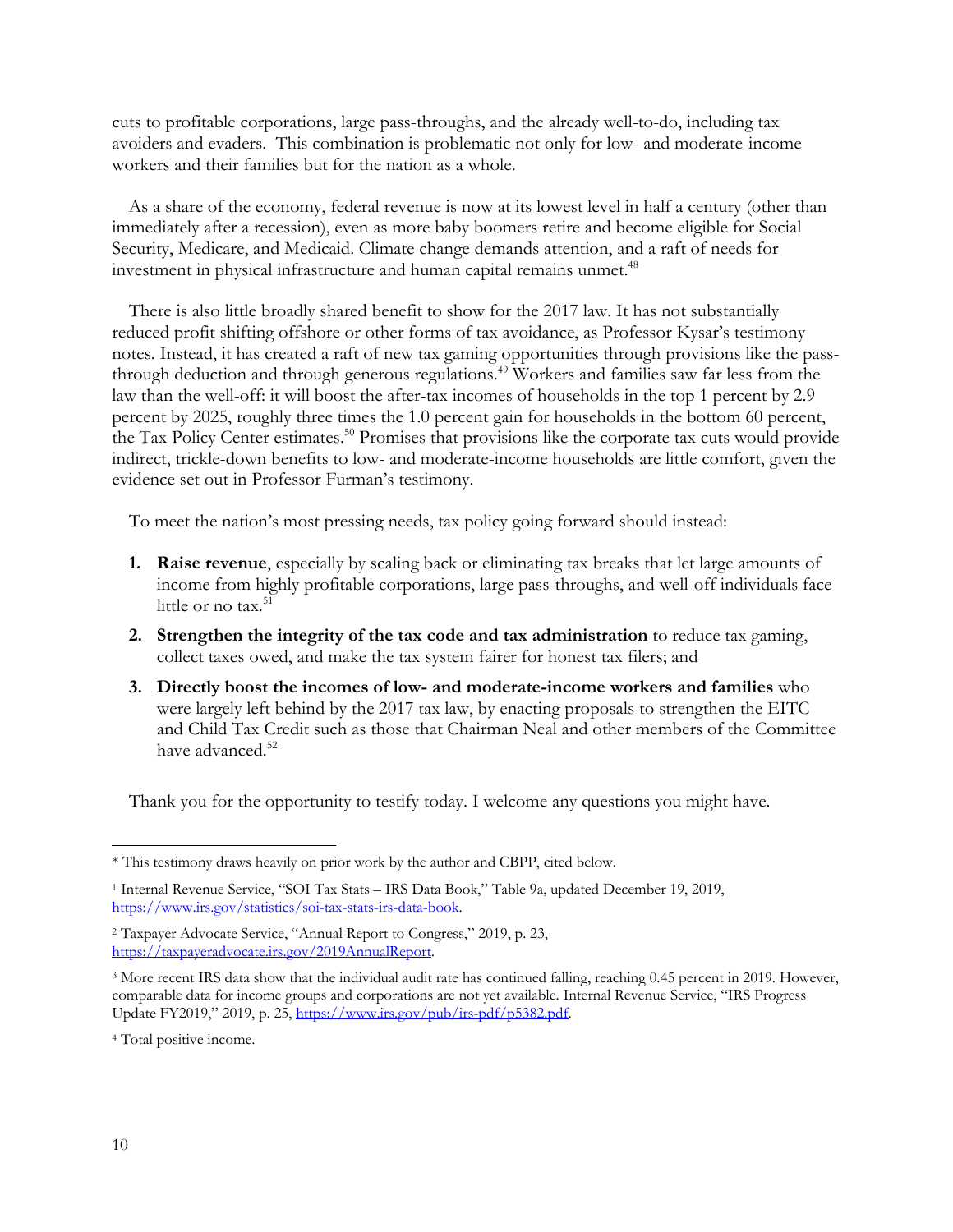cuts to profitable corporations, large pass-throughs, and the already well-to-do, including tax avoiders and evaders. This combination is problematic not only for low- and moderate-income workers and their families but for the nation as a whole.

As a share of the economy, federal revenue is now at its lowest level in half a century (other than immediately after a recession), even as more baby boomers retire and become eligible for Social Security, Medicare, and Medicaid. Climate change demands attention, and a raft of needs for investment in physical infrastructure and human capital remains unmet.[48]

There is also little broadly shared benefit to show for the 2017 law. It has not substantially reduced profit shifting offshore or other forms of tax avoidance, as Professor Kysar's testimony notes. Instead, it has created a raft of new tax gaming opportunities through provisions like the pass-through deduction and through generous regulations.[49] Workers and families saw far less from the law than the well-off: it will boost the after-tax incomes of households in the top 1 percent by 2.9 percent by 2025, roughly three times the 1.0 percent gain for households in the bottom 60 percent, the Tax Policy Center estimates.[50] Promises that provisions like the corporate tax cuts would provide indirect, trickle-down benefits to low- and moderate-income households are little comfort, given the evidence set out in Professor Furman's testimony.

To meet the nation's most pressing needs, tax policy going forward should instead:

1. **Raise revenue**, especially by scaling back or eliminating tax breaks that let large amounts of income from highly profitable corporations, large pass-throughs, and well-off individuals face little or no tax.[51]
2. **Strengthen the integrity of the tax code and tax administration** to reduce tax gaming, collect taxes owed, and make the tax system fairer for honest tax filers; and
3. **Directly boost the incomes of low- and moderate-income workers and families** who were largely left behind by the 2017 tax law, by enacting proposals to strengthen the EITC and Child Tax Credit such as those that Chairman Neal and other members of the Committee have advanced.[52]

Thank you for the opportunity to testify today. I welcome any questions you might have.

---

* This testimony draws heavily on prior work by the author and CBPP, cited below.

[1] Internal Revenue Service, "SOI Tax Stats – IRS Data Book," Table 9a, updated December 19, 2019, https://www.irs.gov/statistics/soi-tax-stats-irs-data-book.

[2] Taxpayer Advocate Service, "Annual Report to Congress," 2019, p. 23, https://taxpayeradvocate.irs.gov/2019AnnualReport.

[3] More recent IRS data show that the individual audit rate has continued falling, reaching 0.45 percent in 2019. However, comparable data for income groups and corporations are not yet available. Internal Revenue Service, "IRS Progress Update FY2019," 2019, p. 25, https://www.irs.gov/pub/irs-pdf/p5382.pdf.

[4] Total positive income.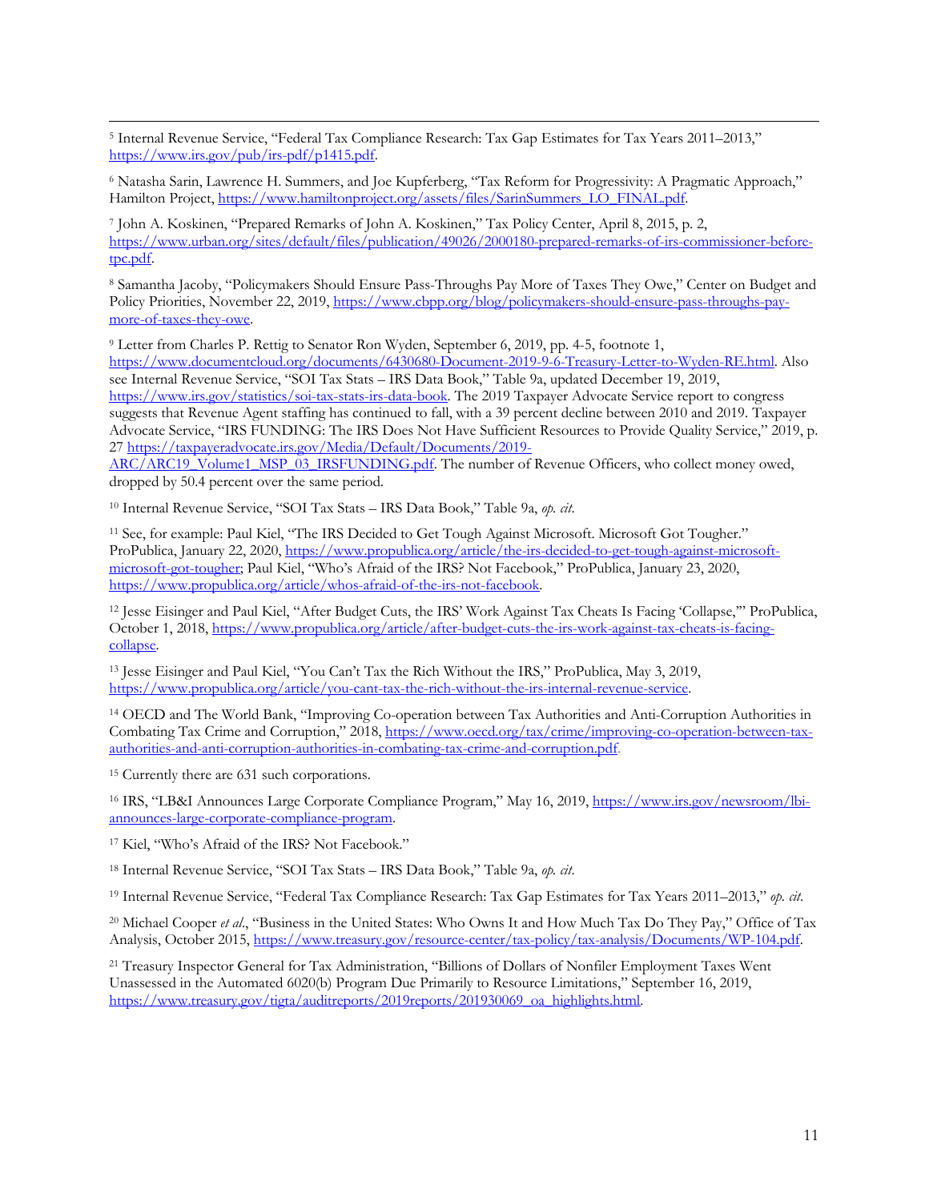[5] Internal Revenue Service, "Federal Tax Compliance Research: Tax Gap Estimates for Tax Years 2011–2013," https://www.irs.gov/pub/irs-pdf/p1415.pdf.

[6] Natasha Sarin, Lawrence H. Summers, and Joe Kupferberg, "Tax Reform for Progressivity: A Pragmatic Approach," Hamilton Project, https://www.hamiltonproject.org/assets/files/SarinSummers_LO_FINAL.pdf.

[7] John A. Koskinen, "Prepared Remarks of John A. Koskinen," Tax Policy Center, April 8, 2015, p. 2, https://www.urban.org/sites/default/files/publication/49026/2000180-prepared-remarks-of-irs-commissioner-before-tpc.pdf.

[8] Samantha Jacoby, "Policymakers Should Ensure Pass-Throughs Pay More of Taxes They Owe," Center on Budget and Policy Priorities, November 22, 2019, https://www.cbpp.org/blog/policymakers-should-ensure-pass-throughs-pay-more-of-taxes-they-owe.

[9] Letter from Charles P. Rettig to Senator Ron Wyden, September 6, 2019, pp. 4-5, footnote 1, https://www.documentcloud.org/documents/6430680-Document-2019-9-6-Treasury-Letter-to-Wyden-RE.html. Also see Internal Revenue Service, "SOI Tax Stats – IRS Data Book," Table 9a, updated December 19, 2019, https://www.irs.gov/statistics/soi-tax-stats-irs-data-book. The 2019 Taxpayer Advocate Service report to congress suggests that Revenue Agent staffing has continued to fall, with a 39 percent decline between 2010 and 2019. Taxpayer Advocate Service, "IRS FUNDING: The IRS Does Not Have Sufficient Resources to Provide Quality Service," 2019, p. 27 https://taxpayeradvocate.irs.gov/Media/Default/Documents/2019-ARC/ARC19_Volume1_MSP_03_IRSFUNDING.pdf. The number of Revenue Officers, who collect money owed, dropped by 50.4 percent over the same period.

[10] Internal Revenue Service, "SOI Tax Stats – IRS Data Book," Table 9a, *op. cit.*

[11] See, for example: Paul Kiel, "The IRS Decided to Get Tough Against Microsoft. Microsoft Got Tougher." ProPublica, January 22, 2020, https://www.propublica.org/article/the-irs-decided-to-get-tough-against-microsoft-microsoft-got-tougher; Paul Kiel, "Who's Afraid of the IRS? Not Facebook," ProPublica, January 23, 2020, https://www.propublica.org/article/whos-afraid-of-the-irs-not-facebook.

[12] Jesse Eisinger and Paul Kiel, "After Budget Cuts, the IRS' Work Against Tax Cheats Is Facing 'Collapse,'" ProPublica, October 1, 2018, https://www.propublica.org/article/after-budget-cuts-the-irs-work-against-tax-cheats-is-facing-collapse.

[13] Jesse Eisinger and Paul Kiel, "You Can't Tax the Rich Without the IRS," ProPublica, May 3, 2019, https://www.propublica.org/article/you-cant-tax-the-rich-without-the-irs-internal-revenue-service.

[14] OECD and The World Bank, "Improving Co-operation between Tax Authorities and Anti-Corruption Authorities in Combating Tax Crime and Corruption," 2018, https://www.oecd.org/tax/crime/improving-co-operation-between-tax-authorities-and-anti-corruption-authorities-in-combating-tax-crime-and-corruption.pdf.

[15] Currently there are 631 such corporations.

[16] IRS, "LB&I Announces Large Corporate Compliance Program," May 16, 2019, https://www.irs.gov/newsroom/lbi-announces-large-corporate-compliance-program.

[17] Kiel, "Who's Afraid of the IRS? Not Facebook."

[18] Internal Revenue Service, "SOI Tax Stats – IRS Data Book," Table 9a, *op. cit.*

[19] Internal Revenue Service, "Federal Tax Compliance Research: Tax Gap Estimates for Tax Years 2011–2013," *op. cit.*

[20] Michael Cooper *et al.*, "Business in the United States: Who Owns It and How Much Tax Do They Pay," Office of Tax Analysis, October 2015, https://www.treasury.gov/resource-center/tax-policy/tax-analysis/Documents/WP-104.pdf.

[21] Treasury Inspector General for Tax Administration, "Billions of Dollars of Nonfiler Employment Taxes Went Unassessed in the Automated 6020(b) Program Due Primarily to Resource Limitations," September 16, 2019, https://www.treasury.gov/tigta/auditreports/2019reports/201930069_oa_highlights.html.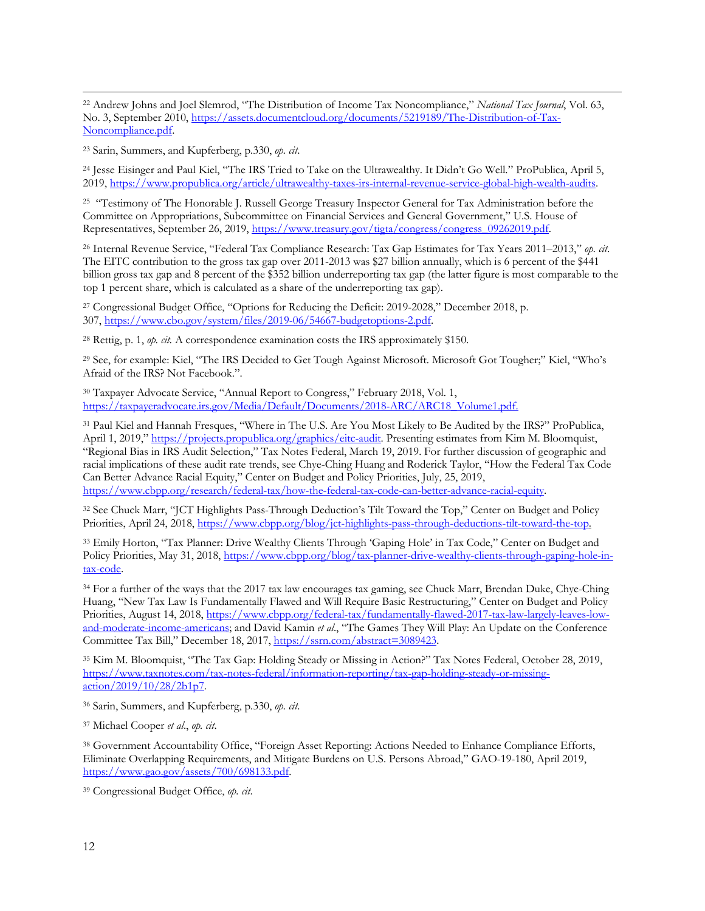[22] Andrew Johns and Joel Slemrod, "The Distribution of Income Tax Noncompliance," *National Tax Journal*, Vol. 63, No. 3, September 2010, https://assets.documentcloud.org/documents/5219189/The-Distribution-of-Tax-Noncompliance.pdf.

[23] Sarin, Summers, and Kupferberg, p.330, *op. cit.*

[24] Jesse Eisinger and Paul Kiel, "The IRS Tried to Take on the Ultrawealthy. It Didn't Go Well." ProPublica, April 5, 2019, https://www.propublica.org/article/ultrawealthy-taxes-irs-internal-revenue-service-global-high-wealth-audits.

[25] "Testimony of The Honorable J. Russell George Treasury Inspector General for Tax Administration before the Committee on Appropriations, Subcommittee on Financial Services and General Government," U.S. House of Representatives, September 26, 2019, https://www.treasury.gov/tigta/congress/congress_09262019.pdf.

[26] Internal Revenue Service, "Federal Tax Compliance Research: Tax Gap Estimates for Tax Years 2011–2013," *op. cit.* The EITC contribution to the gross tax gap over 2011-2013 was $27 billion annually, which is 6 percent of the $441 billion gross tax gap and 8 percent of the $352 billion underreporting tax gap (the latter figure is most comparable to the top 1 percent share, which is calculated as a share of the underreporting tax gap).

[27] Congressional Budget Office, "Options for Reducing the Deficit: 2019-2028," December 2018, p. 307, https://www.cbo.gov/system/files/2019-06/54667-budgetoptions-2.pdf.

[28] Rettig, p. 1, *op. cit.* A correspondence examination costs the IRS approximately $150.

[29] See, for example: Kiel, "The IRS Decided to Get Tough Against Microsoft. Microsoft Got Tougher;" Kiel, "Who's Afraid of the IRS? Not Facebook.".

[30] Taxpayer Advocate Service, "Annual Report to Congress," February 2018, Vol. 1, https://taxpayeradvocate.irs.gov/Media/Default/Documents/2018-ARC/ARC18_Volume1.pdf.

[31] Paul Kiel and Hannah Fresques, "Where in The U.S. Are You Most Likely to Be Audited by the IRS?" ProPublica, April 1, 2019," https://projects.propublica.org/graphics/eitc-audit. Presenting estimates from Kim M. Bloomquist, "Regional Bias in IRS Audit Selection," Tax Notes Federal, March 19, 2019. For further discussion of geographic and racial implications of these audit rate trends, see Chye-Ching Huang and Roderick Taylor, "How the Federal Tax Code Can Better Advance Racial Equity," Center on Budget and Policy Priorities, July, 25, 2019, https://www.cbpp.org/research/federal-tax/how-the-federal-tax-code-can-better-advance-racial-equity.

[32] See Chuck Marr, "JCT Highlights Pass-Through Deduction's Tilt Toward the Top," Center on Budget and Policy Priorities, April 24, 2018, https://www.cbpp.org/blog/jct-highlights-pass-through-deductions-tilt-toward-the-top.

[33] Emily Horton, "Tax Planner: Drive Wealthy Clients Through 'Gaping Hole' in Tax Code," Center on Budget and Policy Priorities, May 31, 2018, https://www.cbpp.org/blog/tax-planner-drive-wealthy-clients-through-gaping-hole-in-tax-code.

[34] For a further of the ways that the 2017 tax law encourages tax gaming, see Chuck Marr, Brendan Duke, Chye-Ching Huang, "New Tax Law Is Fundamentally Flawed and Will Require Basic Restructuring," Center on Budget and Policy Priorities, August 14, 2018, https://www.cbpp.org/federal-tax/fundamentally-flawed-2017-tax-law-largely-leaves-low-and-moderate-income-americans; and David Kamin *et al.*, "The Games They Will Play: An Update on the Conference Committee Tax Bill," December 18, 2017, https://ssrn.com/abstract=3089423.

[35] Kim M. Bloomquist, "The Tax Gap: Holding Steady or Missing in Action?" Tax Notes Federal, October 28, 2019, https://www.taxnotes.com/tax-notes-federal/information-reporting/tax-gap-holding-steady-or-missing-action/2019/10/28/2b1p7.

[36] Sarin, Summers, and Kupferberg, p.330, *op. cit.*

[37] Michael Cooper *et al.*, *op. cit.*

[38] Government Accountability Office, "Foreign Asset Reporting: Actions Needed to Enhance Compliance Efforts, Eliminate Overlapping Requirements, and Mitigate Burdens on U.S. Persons Abroad," GAO-19-180, April 2019, https://www.gao.gov/assets/700/698133.pdf.

[39] Congressional Budget Office, *op. cit.*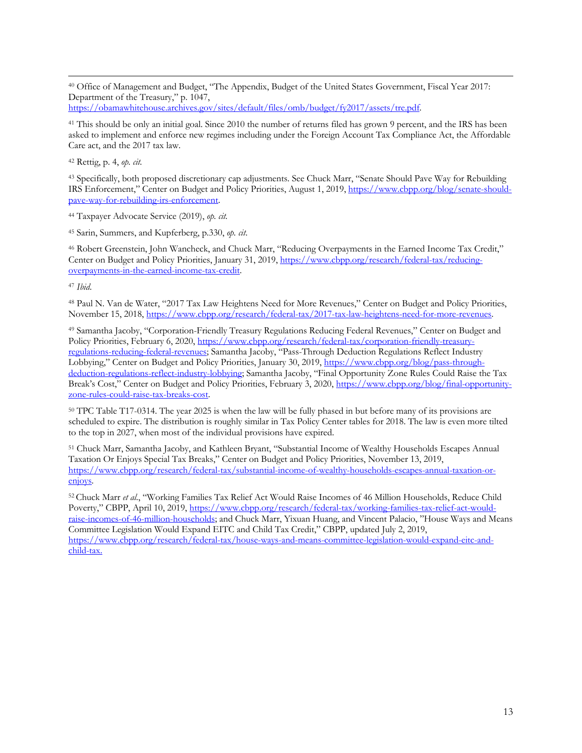[40] Office of Management and Budget, "The Appendix, Budget of the United States Government, Fiscal Year 2017: Department of the Treasury," p. 1047, https://obamawhitehouse.archives.gov/sites/default/files/omb/budget/fy2017/assets/tre.pdf.

[41] This should be only an initial goal. Since 2010 the number of returns filed has grown 9 percent, and the IRS has been asked to implement and enforce new regimes including under the Foreign Account Tax Compliance Act, the Affordable Care act, and the 2017 tax law.

[42] Rettig, p. 4, *op. cit.*

[43] Specifically, both proposed discretionary cap adjustments. See Chuck Marr, "Senate Should Pave Way for Rebuilding IRS Enforcement," Center on Budget and Policy Priorities, August 1, 2019, https://www.cbpp.org/blog/senate-should-pave-way-for-rebuilding-irs-enforcement.

[44] Taxpayer Advocate Service (2019), *op. cit.*

[45] Sarin, Summers, and Kupferberg, p.330, *op. cit.*

[46] Robert Greenstein, John Wancheck, and Chuck Marr, "Reducing Overpayments in the Earned Income Tax Credit," Center on Budget and Policy Priorities, January 31, 2019, https://www.cbpp.org/research/federal-tax/reducing-overpayments-in-the-earned-income-tax-credit.

[47] *Ibid.*

[48] Paul N. Van de Water, "2017 Tax Law Heightens Need for More Revenues," Center on Budget and Policy Priorities, November 15, 2018, https://www.cbpp.org/research/federal-tax/2017-tax-law-heightens-need-for-more-revenues.

[49] Samantha Jacoby, "Corporation-Friendly Treasury Regulations Reducing Federal Revenues," Center on Budget and Policy Priorities, February 6, 2020, https://www.cbpp.org/research/federal-tax/corporation-friendly-treasury-regulations-reducing-federal-revenues; Samantha Jacoby, "Pass-Through Deduction Regulations Reflect Industry Lobbying," Center on Budget and Policy Priorities, January 30, 2019, https://www.cbpp.org/blog/pass-through-deduction-regulations-reflect-industry-lobbying; Samantha Jacoby, "Final Opportunity Zone Rules Could Raise the Tax Break's Cost," Center on Budget and Policy Priorities, February 3, 2020, https://www.cbpp.org/blog/final-opportunity-zone-rules-could-raise-tax-breaks-cost.

[50] TPC Table T17-0314. The year 2025 is when the law will be fully phased in but before many of its provisions are scheduled to expire. The distribution is roughly similar in Tax Policy Center tables for 2018. The law is even more tilted to the top in 2027, when most of the individual provisions have expired.

[51] Chuck Marr, Samantha Jacoby, and Kathleen Bryant, "Substantial Income of Wealthy Households Escapes Annual Taxation Or Enjoys Special Tax Breaks," Center on Budget and Policy Priorities, November 13, 2019, https://www.cbpp.org/research/federal-tax/substantial-income-of-wealthy-households-escapes-annual-taxation-or-enjoys.

[52] Chuck Marr *et al.*, "Working Families Tax Relief Act Would Raise Incomes of 46 Million Households, Reduce Child Poverty," CBPP, April 10, 2019, https://www.cbpp.org/research/federal-tax/working-families-tax-relief-act-would-raise-incomes-of-46-million-households; and Chuck Marr, Yixuan Huang, and Vincent Palacio, "House Ways and Means Committee Legislation Would Expand EITC and Child Tax Credit," CBPP, updated July 2, 2019, https://www.cbpp.org/research/federal-tax/house-ways-and-means-committee-legislation-would-expand-eitc-and-child-tax.